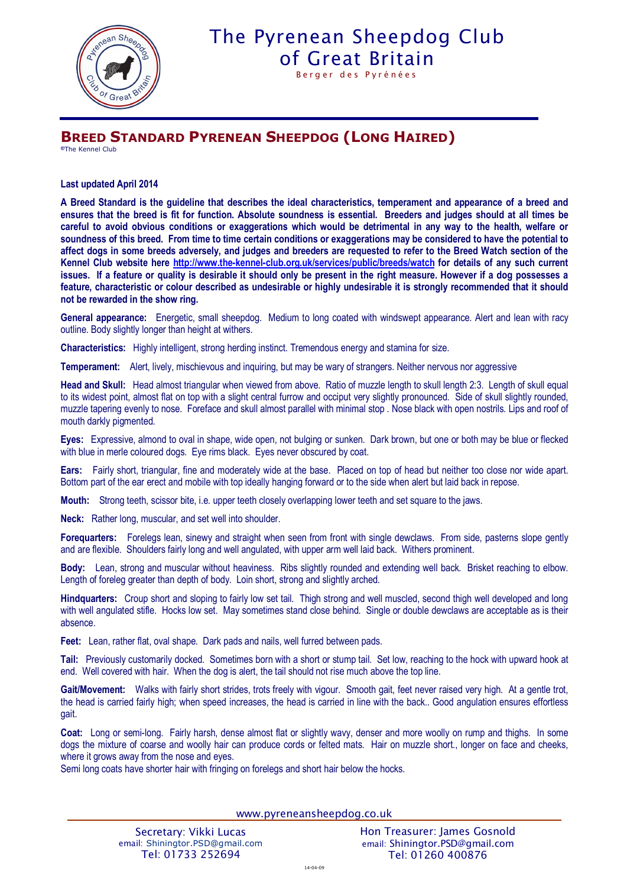# The Pyrenean Sheepdog Club of Great Britain

Berger des Pyrénées

## BREED STANDARD PYRENEAN SHEEPDOG (LONG HAIRED)

©The Kennel Club

**Last updated April 2014**

**A Breed Standard is the guideline that describes the ideal characteristics, temperament and appearance of a breed and ensures that the breed is fit for function. Absolute soundness is essential. Breeders and judges should at all times be careful to avoid obvious conditions or exaggerations which would be detrimental in any way to the health, welfare or soundness of this breed. From time to time certain conditions or exaggerations may be considered to have the potential to affect dogs in some breeds adversely, and judges and breeders are requested to refer to the Breed Watch section of the Kennel Club website here [http://www.the-kennel-club.org.uk/services/public/breeds/watch](http://www.the-kennel-club.org.uk/services/public/breeds/watch) for details of any such current issues. If a feature or quality is desirable it should only be present in the right measure. However if a dog possesses a feature, characteristic or colour described as undesirable or highly undesirable it is strongly recommended that it should not be rewarded in the show ring.**

**General appearance:** Energetic, small sheepdog. Medium to long coated with windswept appearance. Alert and lean with racy outline. Body slightly longer than height at withers.

**Characteristics:** Highly intelligent, strong herding instinct. Tremendous energy and stamina for size.

**Temperament:** Alert, lively, mischievous and inquiring, but may be wary of strangers. Neither nervous nor aggressive

**Head and Skull:** Head almost triangular when viewed from above. Ratio of muzzle length to skull length 2:3. Length of skull equal to its widest point, almost flat on top with a slight central furrow and occiput very slightly pronounced. Side of skull slightly rounded, muzzle tapering evenly to nose. Foreface and skull almost parallel with minimal stop . Nose black with open nostrils. Lips and roof of mouth darkly pigmented.

**Eyes:** Expressive, almond to oval in shape, wide open, not bulging or sunken. Dark brown, but one or both may be blue or flecked with blue in merle coloured dogs. Eye rims black. Eyes never obscured by coat.

**Ears:** Fairly short, triangular, fine and moderately wide at the base. Placed on top of head but neither too close nor wide apart. Bottom part of the ear erect and mobile with top ideally hanging forward or to the side when alert but laid back in repose.

**Mouth:** Strong teeth, scissor bite, i.e. upper teeth closely overlapping lower teeth and set square to the jaws.

**Neck:** Rather long, muscular, and set well into shoulder.

**Forequarters:** Forelegs lean, sinewy and straight when seen from front with single dewclaws. From side, pasterns slope gently and are flexible. Shoulders fairly long and well angulated, with upper arm well laid back. Withers prominent.

**Body:** Lean, strong and muscular without heaviness. Ribs slightly rounded and extending well back. Brisket reaching to elbow. Length of foreleg greater than depth of body. Loin short, strong and slightly arched.

**Hindquarters:** Croup short and sloping to fairly low set tail. Thigh strong and well muscled, second thigh well developed and long with well angulated stifle. Hocks low set. May sometimes stand close behind. Single or double dewclaws are acceptable as is their absence.

**Feet:** Lean, rather flat, oval shape. Dark pads and nails, well furred between pads.

**Tail:** Previously customarily docked. Sometimes born with a short or stump tail. Set low, reaching to the hock with upward hook at end. Well covered with hair. When the dog is alert, the tail should not rise much above the top line.

**Gait/Movement:** Walks with fairly short strides, trots freely with vigour. Smooth gait, feet never raised very high. At a gentle trot, the head is carried fairly high; when speed increases, the head is carried in line with the back.. Good angulation ensures effortless gait.

**Coat:** Long or semi-long. Fairly harsh, dense almost flat or slightly wavy, denser and more woolly on rump and thighs. In some dogs the mixture of coarse and woolly hair can produce cords or felted mats. Hair on muzzle short., longer on face and cheeks, where it grows away from the nose and eyes.
Semi long coats have shorter hair with fringing on forelegs and short hair below the hocks.

www.pyreneansheepdog.co.uk

Secretary: Vikki Lucas
email: Shiningtor.PSD@gmail.com
Tel: 01733 252694

Hon Treasurer: James Gosnold
email: Shiningtor.PSD@gmail.com
Tel: 01260 400876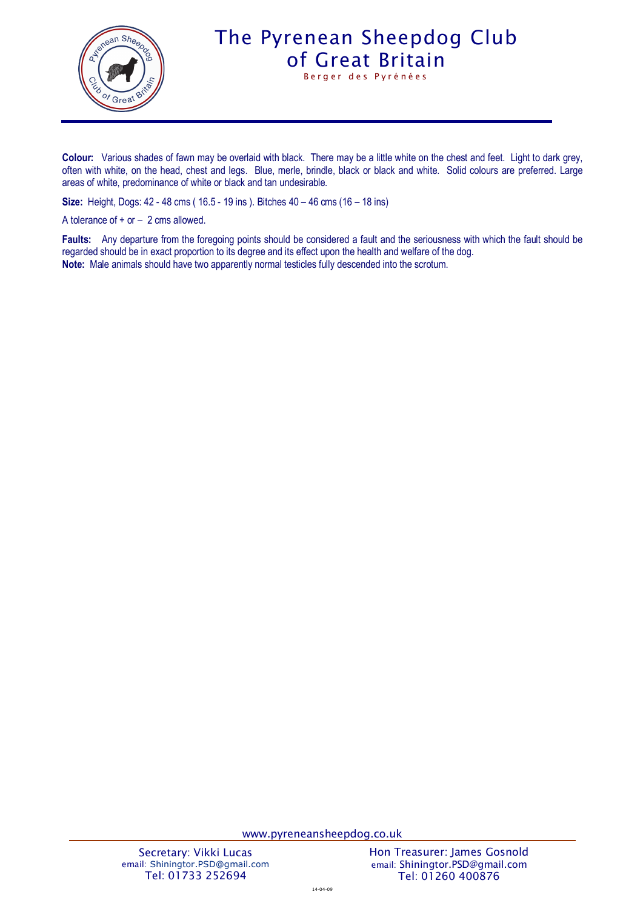**Colour:** Various shades of fawn may be overlaid with black. There may be a little white on the chest and feet. Light to dark grey, often with white, on the head, chest and legs. Blue, merle, brindle, black or black and white. Solid colours are preferred. Large areas of white, predominance of white or black and tan undesirable.

**Size:** Height, Dogs: 42 - 48 cms ( 16.5 - 19 ins ). Bitches 40 – 46 cms (16 – 18 ins)

A tolerance of + or – 2 cms allowed.

**Faults:** Any departure from the foregoing points should be considered a fault and the seriousness with which the fault should be regarded should be in exact proportion to its degree and its effect upon the health and welfare of the dog.
**Note:** Male animals should have two apparently normal testicles fully descended into the scrotum.